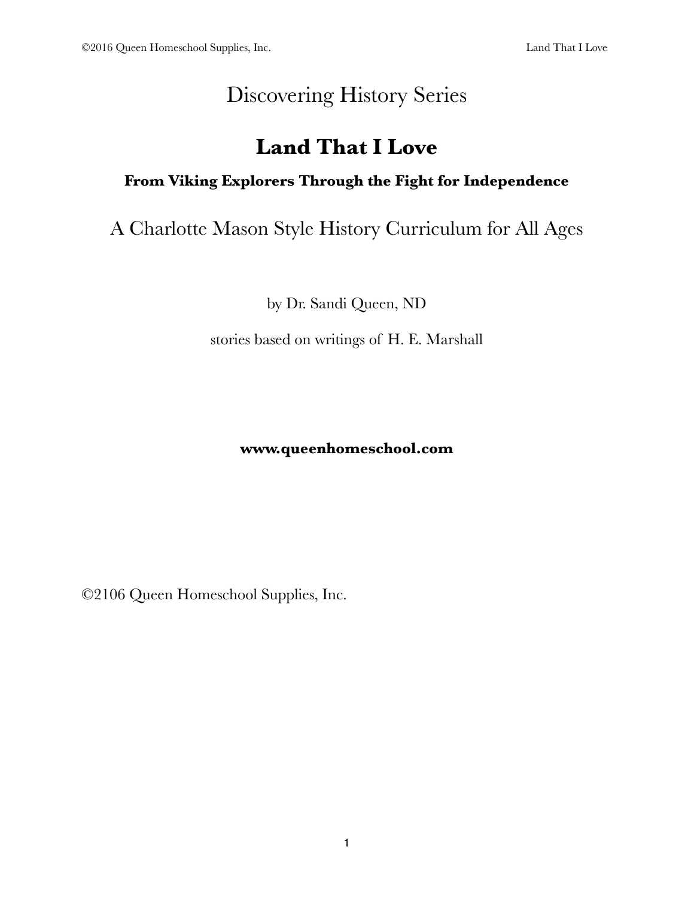Discovering History Series

# Land That I Love

### From Viking Explorers Through the Fight for Independence

A Charlotte Mason Style History Curriculum for All Ages

by Dr. Sandi Queen, ND

stories based on writings of H. E. Marshall

**www.queenhomeschool.com**

©2106 Queen Homeschool Supplies, Inc.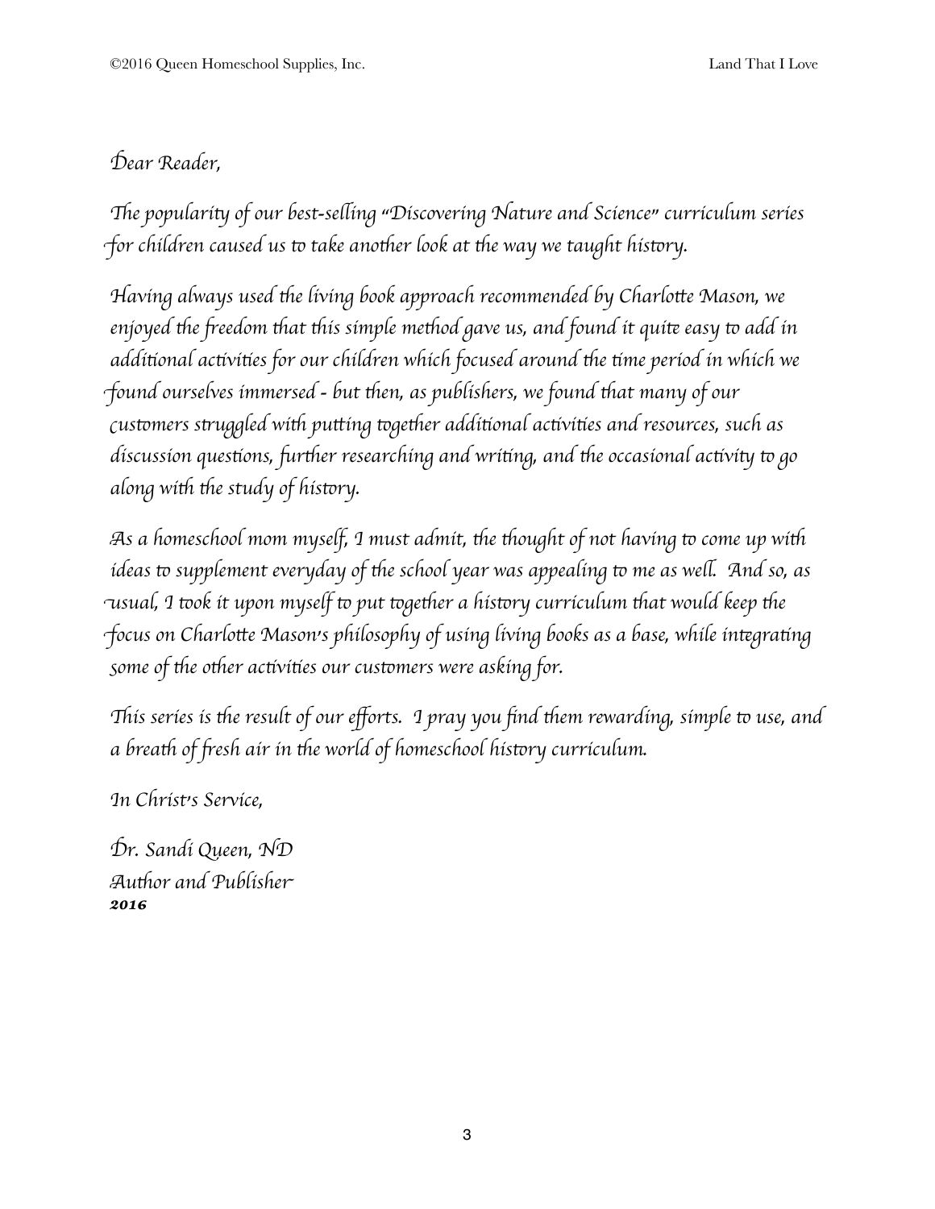*Dear Reader,*

*The popularity of our best-selling "Discovering Nature and Science" curriculum series for children caused us to take another look at the way we taught history.*

*Having always used the living book approach recommended by Charlotte Mason, we enjoyed the freedom that this simple method gave us, and found it quite easy to add in additional activities for our children which focused around the time period in which we found ourselves immersed - but then, as publishers, we found that many of our customers struggled with putting together additional activities and resources, such as discussion questions, further researching and writing, and the occasional activity to go along with the study of history.*

*As a homeschool mom myself, I must admit, the thought of not having to come up with ideas to supplement everyday of the school year was appealing to me as well. And so, as usual, I took it upon myself to put together a history curriculum that would keep the focus on Charlotte Mason's philosophy of using living books as a base, while integrating some of the other activities our customers were asking for.*

*This series is the result of our efforts. I pray you find them rewarding, simple to use, and a breath of fresh air in the world of homeschool history curriculum.*

*In Christ's Service,*

*Dr. Sandi Queen, ND*
*Author and Publisher*
***2016***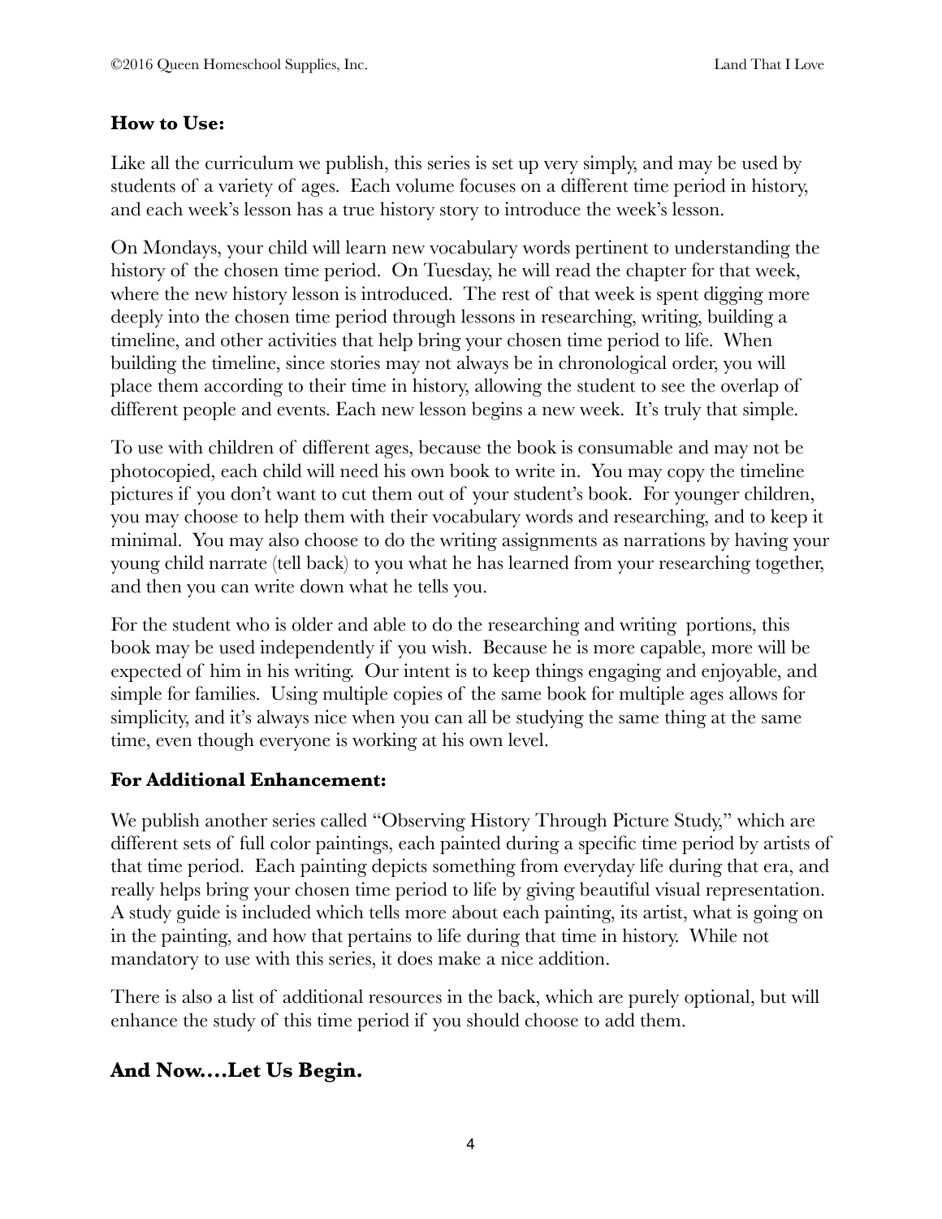## How to Use:

Like all the curriculum we publish, this series is set up very simply, and may be used by students of a variety of ages. Each volume focuses on a different time period in history, and each week's lesson has a true history story to introduce the week's lesson.

On Mondays, your child will learn new vocabulary words pertinent to understanding the history of the chosen time period. On Tuesday, he will read the chapter for that week, where the new history lesson is introduced. The rest of that week is spent digging more deeply into the chosen time period through lessons in researching, writing, building a timeline, and other activities that help bring your chosen time period to life. When building the timeline, since stories may not always be in chronological order, you will place them according to their time in history, allowing the student to see the overlap of different people and events. Each new lesson begins a new week. It's truly that simple.

To use with children of different ages, because the book is consumable and may not be photocopied, each child will need his own book to write in. You may copy the timeline pictures if you don't want to cut them out of your student's book. For younger children, you may choose to help them with their vocabulary words and researching, and to keep it minimal. You may also choose to do the writing assignments as narrations by having your young child narrate (tell back) to you what he has learned from your researching together, and then you can write down what he tells you.

For the student who is older and able to do the researching and writing portions, this book may be used independently if you wish. Because he is more capable, more will be expected of him in his writing. Our intent is to keep things engaging and enjoyable, and simple for families. Using multiple copies of the same book for multiple ages allows for simplicity, and it's always nice when you can all be studying the same thing at the same time, even though everyone is working at his own level.

## For Additional Enhancement:

We publish another series called "Observing History Through Picture Study," which are different sets of full color paintings, each painted during a specific time period by artists of that time period. Each painting depicts something from everyday life during that era, and really helps bring your chosen time period to life by giving beautiful visual representation. A study guide is included which tells more about each painting, its artist, what is going on in the painting, and how that pertains to life during that time in history. While not mandatory to use with this series, it does make a nice addition.

There is also a list of additional resources in the back, which are purely optional, but will enhance the study of this time period if you should choose to add them.

## And Now....Let Us Begin.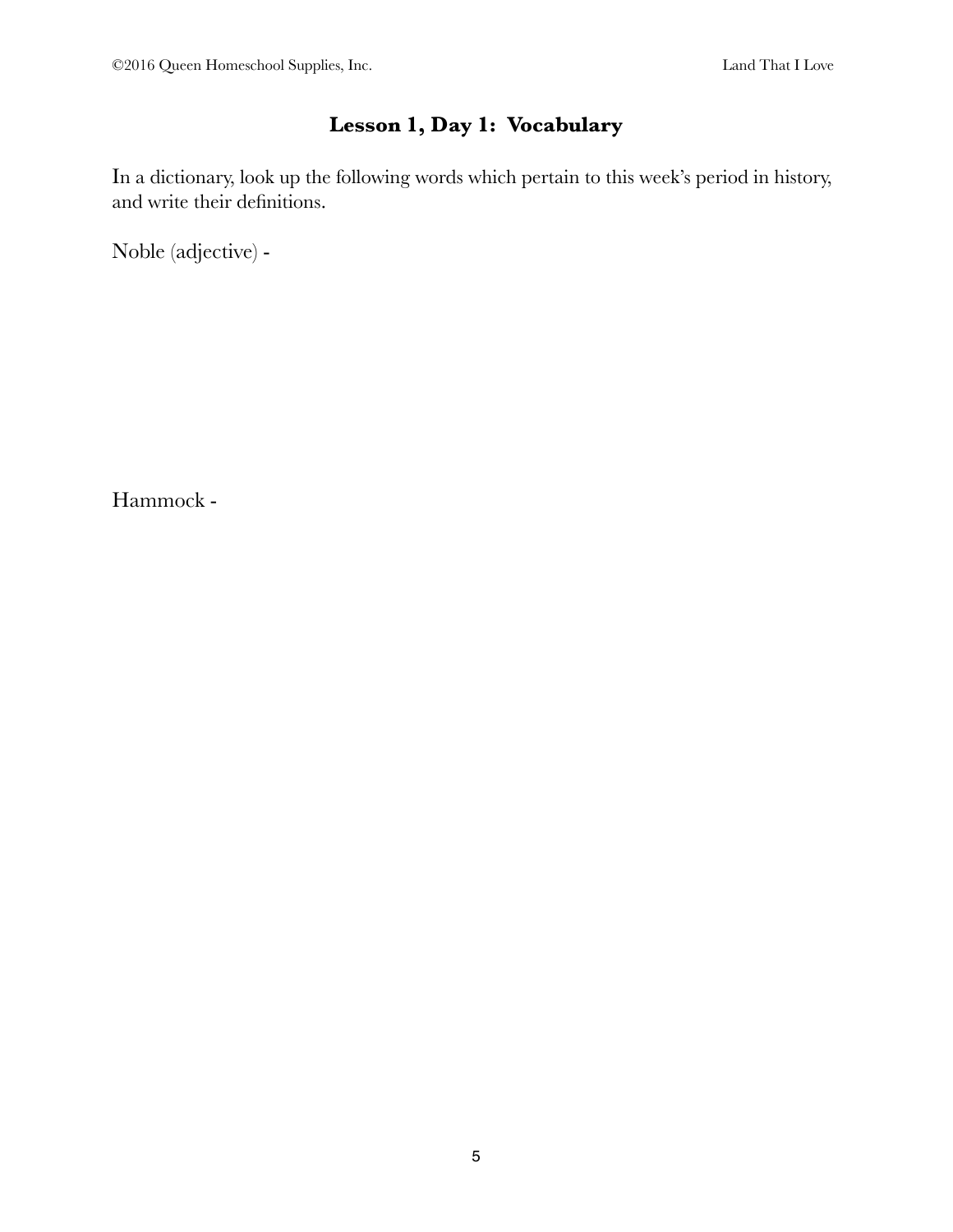## Lesson 1, Day 1: Vocabulary

In a dictionary, look up the following words which pertain to this week's period in history, and write their definitions.

Noble (adjective) -

Hammock -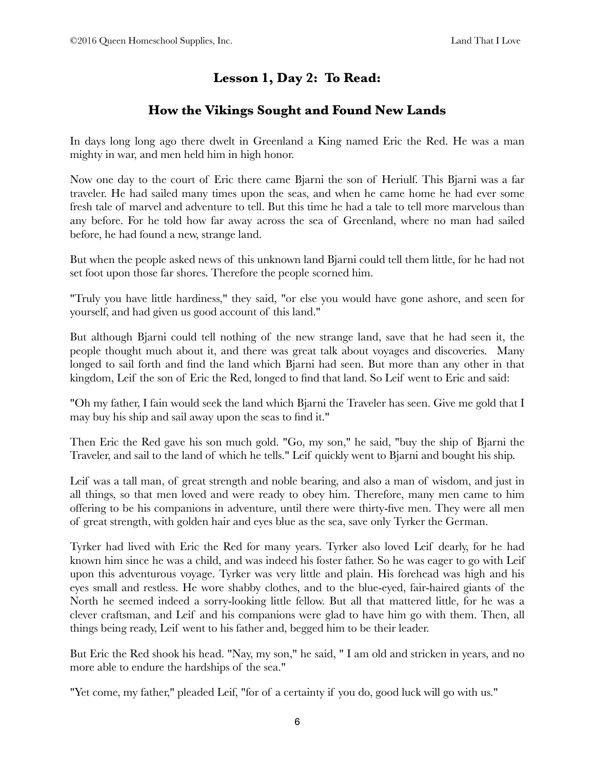## Lesson 1, Day 2: To Read:

## How the Vikings Sought and Found New Lands

In days long long ago there dwelt in Greenland a King named Eric the Red. He was a man mighty in war, and men held him in high honor.

Now one day to the court of Eric there came Bjarni the son of Heriulf. This Bjarni was a far traveler. He had sailed many times upon the seas, and when he came home he had ever some fresh tale of marvel and adventure to tell. But this time he had a tale to tell more marvelous than any before. For he told how far away across the sea of Greenland, where no man had sailed before, he had found a new, strange land.

But when the people asked news of this unknown land Bjarni could tell them little, for he had not set foot upon those far shores. Therefore the people scorned him.

"Truly you have little hardiness," they said, "or else you would have gone ashore, and seen for yourself, and had given us good account of this land."

But although Bjarni could tell nothing of the new strange land, save that he had seen it, the people thought much about it, and there was great talk about voyages and discoveries. Many longed to sail forth and find the land which Bjarni had seen. But more than any other in that kingdom, Leif the son of Eric the Red, longed to find that land. So Leif went to Eric and said:

"Oh my father, I fain would seek the land which Bjarni the Traveler has seen. Give me gold that I may buy his ship and sail away upon the seas to find it."

Then Eric the Red gave his son much gold. "Go, my son," he said, "buy the ship of Bjarni the Traveler, and sail to the land of which he tells." Leif quickly went to Bjarni and bought his ship.

Leif was a tall man, of great strength and noble bearing, and also a man of wisdom, and just in all things, so that men loved and were ready to obey him. Therefore, many men came to him offering to be his companions in adventure, until there were thirty-five men. They were all men of great strength, with golden hair and eyes blue as the sea, save only Tyrker the German.

Tyrker had lived with Eric the Red for many years. Tyrker also loved Leif dearly, for he had known him since he was a child, and was indeed his foster father. So he was eager to go with Leif upon this adventurous voyage. Tyrker was very little and plain. His forehead was high and his eyes small and restless. He wore shabby clothes, and to the blue-eyed, fair-haired giants of the North he seemed indeed a sorry-looking little fellow. But all that mattered little, for he was a clever craftsman, and Leif and his companions were glad to have him go with them. Then, all things being ready, Leif went to his father and, begged him to be their leader.

But Eric the Red shook his head. "Nay, my son," he said, " I am old and stricken in years, and no more able to endure the hardships of the sea."

"Yet come, my father," pleaded Leif, "for of a certainty if you do, good luck will go with us."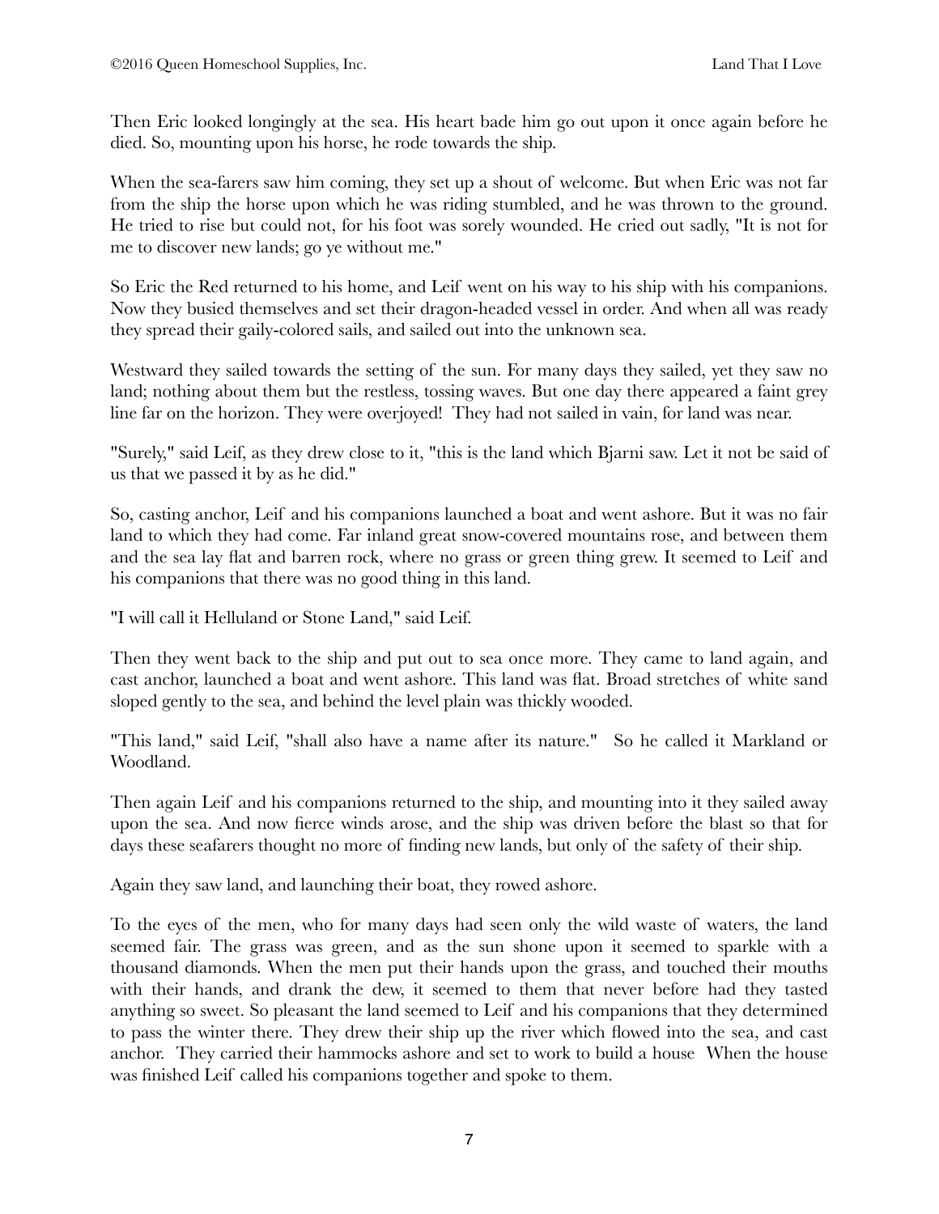Then Eric looked longingly at the sea. His heart bade him go out upon it once again before he died. So, mounting upon his horse, he rode towards the ship.

When the sea-farers saw him coming, they set up a shout of welcome. But when Eric was not far from the ship the horse upon which he was riding stumbled, and he was thrown to the ground. He tried to rise but could not, for his foot was sorely wounded. He cried out sadly, "It is not for me to discover new lands; go ye without me."

So Eric the Red returned to his home, and Leif went on his way to his ship with his companions. Now they busied themselves and set their dragon-headed vessel in order. And when all was ready they spread their gaily-colored sails, and sailed out into the unknown sea.

Westward they sailed towards the setting of the sun. For many days they sailed, yet they saw no land; nothing about them but the restless, tossing waves. But one day there appeared a faint grey line far on the horizon. They were overjoyed! They had not sailed in vain, for land was near.

"Surely," said Leif, as they drew close to it, "this is the land which Bjarni saw. Let it not be said of us that we passed it by as he did."

So, casting anchor, Leif and his companions launched a boat and went ashore. But it was no fair land to which they had come. Far inland great snow-covered mountains rose, and between them and the sea lay flat and barren rock, where no grass or green thing grew. It seemed to Leif and his companions that there was no good thing in this land.

"I will call it Helluland or Stone Land," said Leif.

Then they went back to the ship and put out to sea once more. They came to land again, and cast anchor, launched a boat and went ashore. This land was flat. Broad stretches of white sand sloped gently to the sea, and behind the level plain was thickly wooded.

"This land," said Leif, "shall also have a name after its nature." So he called it Markland or Woodland.

Then again Leif and his companions returned to the ship, and mounting into it they sailed away upon the sea. And now fierce winds arose, and the ship was driven before the blast so that for days these seafarers thought no more of finding new lands, but only of the safety of their ship.

Again they saw land, and launching their boat, they rowed ashore.

To the eyes of the men, who for many days had seen only the wild waste of waters, the land seemed fair. The grass was green, and as the sun shone upon it seemed to sparkle with a thousand diamonds. When the men put their hands upon the grass, and touched their mouths with their hands, and drank the dew, it seemed to them that never before had they tasted anything so sweet. So pleasant the land seemed to Leif and his companions that they determined to pass the winter there. They drew their ship up the river which flowed into the sea, and cast anchor. They carried their hammocks ashore and set to work to build a house When the house was finished Leif called his companions together and spoke to them.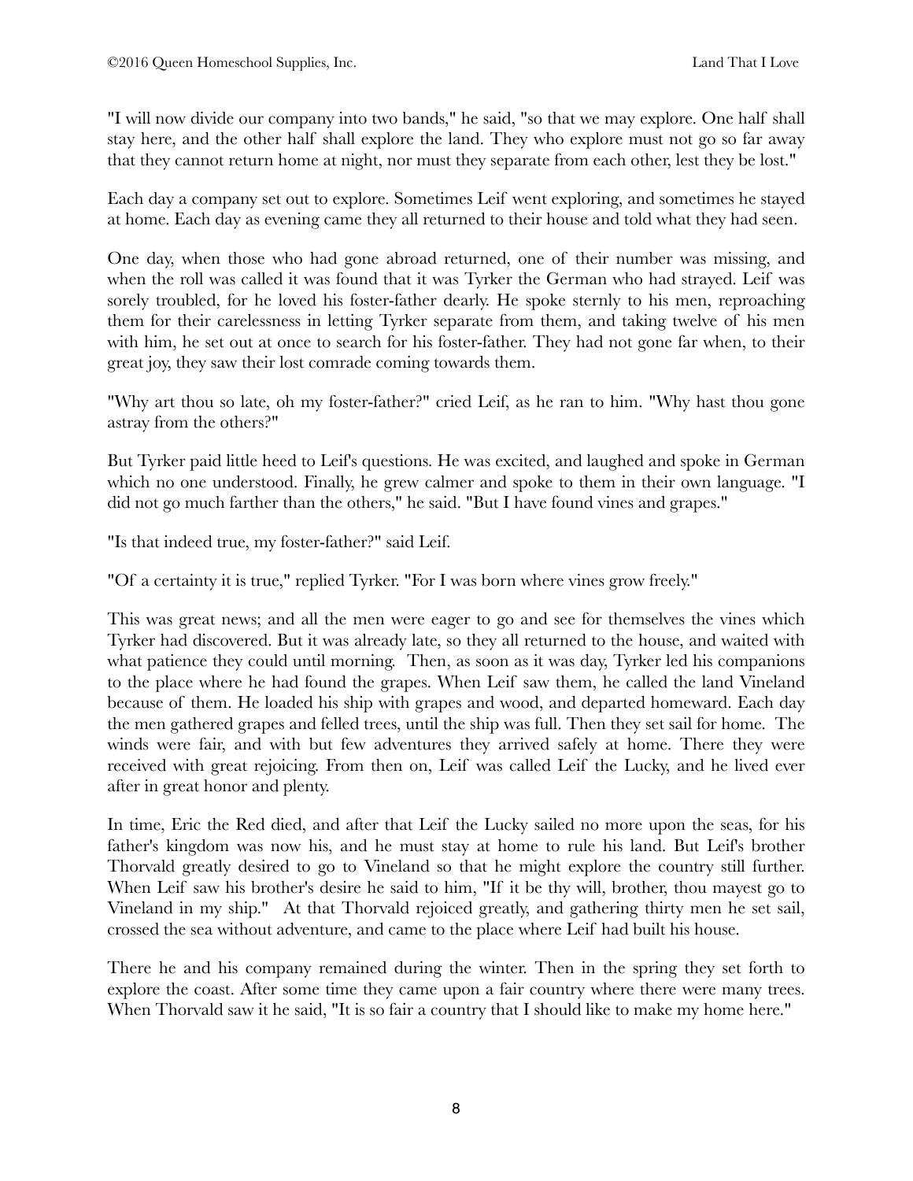"I will now divide our company into two bands," he said, "so that we may explore. One half shall stay here, and the other half shall explore the land. They who explore must not go so far away that they cannot return home at night, nor must they separate from each other, lest they be lost."

Each day a company set out to explore. Sometimes Leif went exploring, and sometimes he stayed at home. Each day as evening came they all returned to their house and told what they had seen.

One day, when those who had gone abroad returned, one of their number was missing, and when the roll was called it was found that it was Tyrker the German who had strayed. Leif was sorely troubled, for he loved his foster-father dearly. He spoke sternly to his men, reproaching them for their carelessness in letting Tyrker separate from them, and taking twelve of his men with him, he set out at once to search for his foster-father. They had not gone far when, to their great joy, they saw their lost comrade coming towards them.

"Why art thou so late, oh my foster-father?" cried Leif, as he ran to him. "Why hast thou gone astray from the others?"

But Tyrker paid little heed to Leif's questions. He was excited, and laughed and spoke in German which no one understood. Finally, he grew calmer and spoke to them in their own language. "I did not go much farther than the others," he said. "But I have found vines and grapes."

"Is that indeed true, my foster-father?" said Leif.

"Of a certainty it is true," replied Tyrker. "For I was born where vines grow freely."

This was great news; and all the men were eager to go and see for themselves the vines which Tyrker had discovered. But it was already late, so they all returned to the house, and waited with what patience they could until morning. Then, as soon as it was day, Tyrker led his companions to the place where he had found the grapes. When Leif saw them, he called the land Vineland because of them. He loaded his ship with grapes and wood, and departed homeward. Each day the men gathered grapes and felled trees, until the ship was full. Then they set sail for home. The winds were fair, and with but few adventures they arrived safely at home. There they were received with great rejoicing. From then on, Leif was called Leif the Lucky, and he lived ever after in great honor and plenty.

In time, Eric the Red died, and after that Leif the Lucky sailed no more upon the seas, for his father's kingdom was now his, and he must stay at home to rule his land. But Leif's brother Thorvald greatly desired to go to Vineland so that he might explore the country still further. When Leif saw his brother's desire he said to him, "If it be thy will, brother, thou mayest go to Vineland in my ship." At that Thorvald rejoiced greatly, and gathering thirty men he set sail, crossed the sea without adventure, and came to the place where Leif had built his house.

There he and his company remained during the winter. Then in the spring they set forth to explore the coast. After some time they came upon a fair country where there were many trees. When Thorvald saw it he said, "It is so fair a country that I should like to make my home here."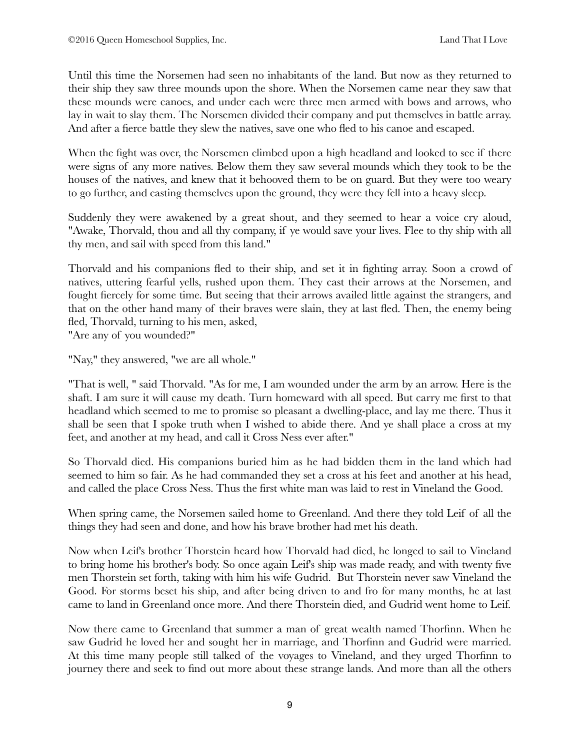Until this time the Norsemen had seen no inhabitants of the land. But now as they returned to their ship they saw three mounds upon the shore. When the Norsemen came near they saw that these mounds were canoes, and under each were three men armed with bows and arrows, who lay in wait to slay them. The Norsemen divided their company and put themselves in battle array. And after a fierce battle they slew the natives, save one who fled to his canoe and escaped.

When the fight was over, the Norsemen climbed upon a high headland and looked to see if there were signs of any more natives. Below them they saw several mounds which they took to be the houses of the natives, and knew that it behooved them to be on guard. But they were too weary to go further, and casting themselves upon the ground, they were they fell into a heavy sleep.

Suddenly they were awakened by a great shout, and they seemed to hear a voice cry aloud, "Awake, Thorvald, thou and all thy company, if ye would save your lives. Flee to thy ship with all thy men, and sail with speed from this land."

Thorvald and his companions fled to their ship, and set it in fighting array. Soon a crowd of natives, uttering fearful yells, rushed upon them. They cast their arrows at the Norsemen, and fought fiercely for some time. But seeing that their arrows availed little against the strangers, and that on the other hand many of their braves were slain, they at last fled. Then, the enemy being fled, Thorvald, turning to his men, asked,
"Are any of you wounded?"

"Nay," they answered, "we are all whole."

"That is well, " said Thorvald. "As for me, I am wounded under the arm by an arrow. Here is the shaft. I am sure it will cause my death. Turn homeward with all speed. But carry me first to that headland which seemed to me to promise so pleasant a dwelling-place, and lay me there. Thus it shall be seen that I spoke truth when I wished to abide there. And ye shall place a cross at my feet, and another at my head, and call it Cross Ness ever after."

So Thorvald died. His companions buried him as he had bidden them in the land which had seemed to him so fair. As he had commanded they set a cross at his feet and another at his head, and called the place Cross Ness. Thus the first white man was laid to rest in Vineland the Good.

When spring came, the Norsemen sailed home to Greenland. And there they told Leif of all the things they had seen and done, and how his brave brother had met his death.

Now when Leif's brother Thorstein heard how Thorvald had died, he longed to sail to Vineland to bring home his brother's body. So once again Leif's ship was made ready, and with twenty five men Thorstein set forth, taking with him his wife Gudrid. But Thorstein never saw Vineland the Good. For storms beset his ship, and after being driven to and fro for many months, he at last came to land in Greenland once more. And there Thorstein died, and Gudrid went home to Leif.

Now there came to Greenland that summer a man of great wealth named Thorfinn. When he saw Gudrid he loved her and sought her in marriage, and Thorfinn and Gudrid were married. At this time many people still talked of the voyages to Vineland, and they urged Thorfinn to journey there and seek to find out more about these strange lands. And more than all the others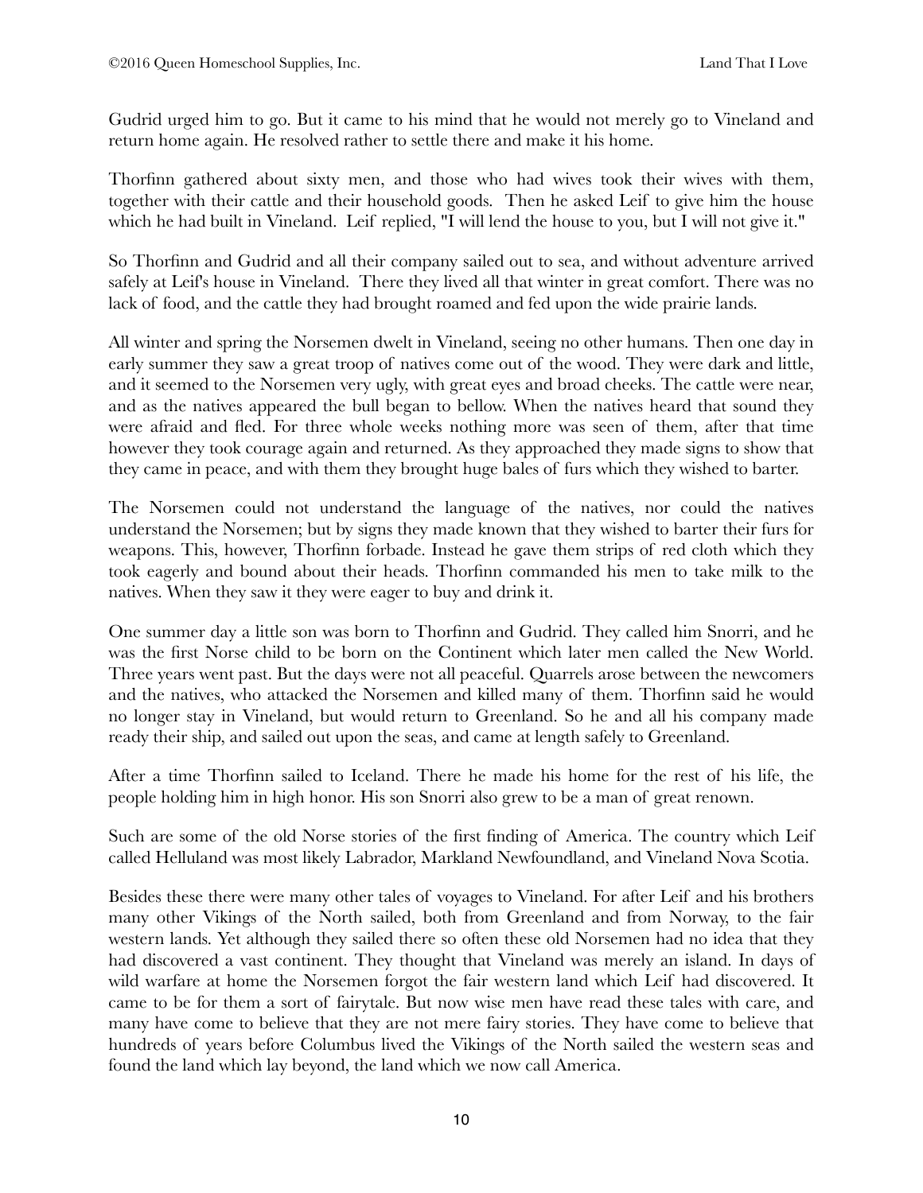Gudrid urged him to go. But it came to his mind that he would not merely go to Vineland and return home again. He resolved rather to settle there and make it his home.

Thorfinn gathered about sixty men, and those who had wives took their wives with them, together with their cattle and their household goods. Then he asked Leif to give him the house which he had built in Vineland. Leif replied, "I will lend the house to you, but I will not give it."

So Thorfinn and Gudrid and all their company sailed out to sea, and without adventure arrived safely at Leif's house in Vineland. There they lived all that winter in great comfort. There was no lack of food, and the cattle they had brought roamed and fed upon the wide prairie lands.

All winter and spring the Norsemen dwelt in Vineland, seeing no other humans. Then one day in early summer they saw a great troop of natives come out of the wood. They were dark and little, and it seemed to the Norsemen very ugly, with great eyes and broad cheeks. The cattle were near, and as the natives appeared the bull began to bellow. When the natives heard that sound they were afraid and fled. For three whole weeks nothing more was seen of them, after that time however they took courage again and returned. As they approached they made signs to show that they came in peace, and with them they brought huge bales of furs which they wished to barter.

The Norsemen could not understand the language of the natives, nor could the natives understand the Norsemen; but by signs they made known that they wished to barter their furs for weapons. This, however, Thorfinn forbade. Instead he gave them strips of red cloth which they took eagerly and bound about their heads. Thorfinn commanded his men to take milk to the natives. When they saw it they were eager to buy and drink it.

One summer day a little son was born to Thorfinn and Gudrid. They called him Snorri, and he was the first Norse child to be born on the Continent which later men called the New World. Three years went past. But the days were not all peaceful. Quarrels arose between the newcomers and the natives, who attacked the Norsemen and killed many of them. Thorfinn said he would no longer stay in Vineland, but would return to Greenland. So he and all his company made ready their ship, and sailed out upon the seas, and came at length safely to Greenland.

After a time Thorfinn sailed to Iceland. There he made his home for the rest of his life, the people holding him in high honor. His son Snorri also grew to be a man of great renown.

Such are some of the old Norse stories of the first finding of America. The country which Leif called Helluland was most likely Labrador, Markland Newfoundland, and Vineland Nova Scotia.

Besides these there were many other tales of voyages to Vineland. For after Leif and his brothers many other Vikings of the North sailed, both from Greenland and from Norway, to the fair western lands. Yet although they sailed there so often these old Norsemen had no idea that they had discovered a vast continent. They thought that Vineland was merely an island. In days of wild warfare at home the Norsemen forgot the fair western land which Leif had discovered. It came to be for them a sort of fairytale. But now wise men have read these tales with care, and many have come to believe that they are not mere fairy stories. They have come to believe that hundreds of years before Columbus lived the Vikings of the North sailed the western seas and found the land which lay beyond, the land which we now call America.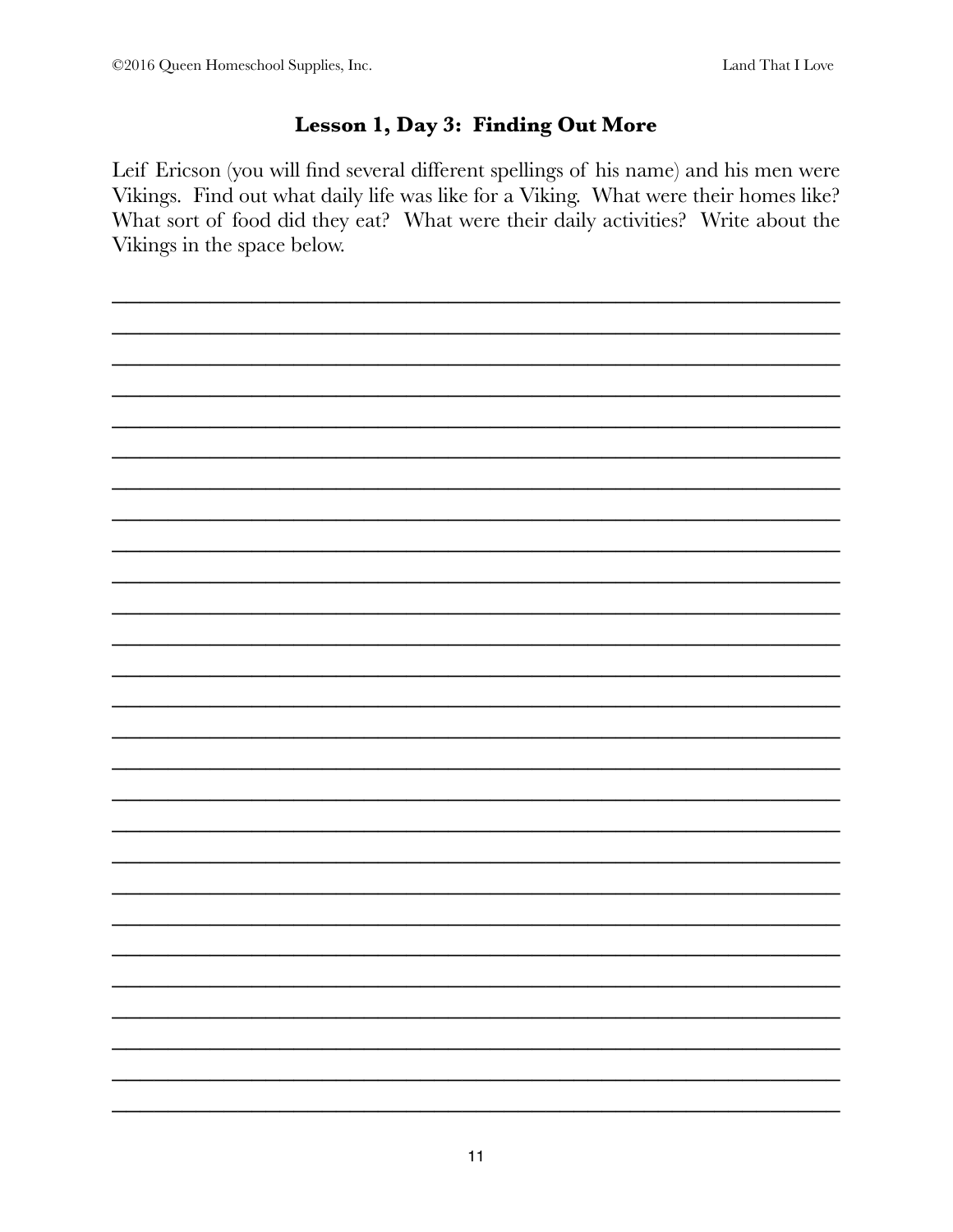## Lesson 1, Day 3: Finding Out More

Leif Ericson (you will find several different spellings of his name) and his men were Vikings. Find out what daily life was like for a Viking. What were their homes like? What sort of food did they eat? What were their daily activities? Write about the Vikings in the space below.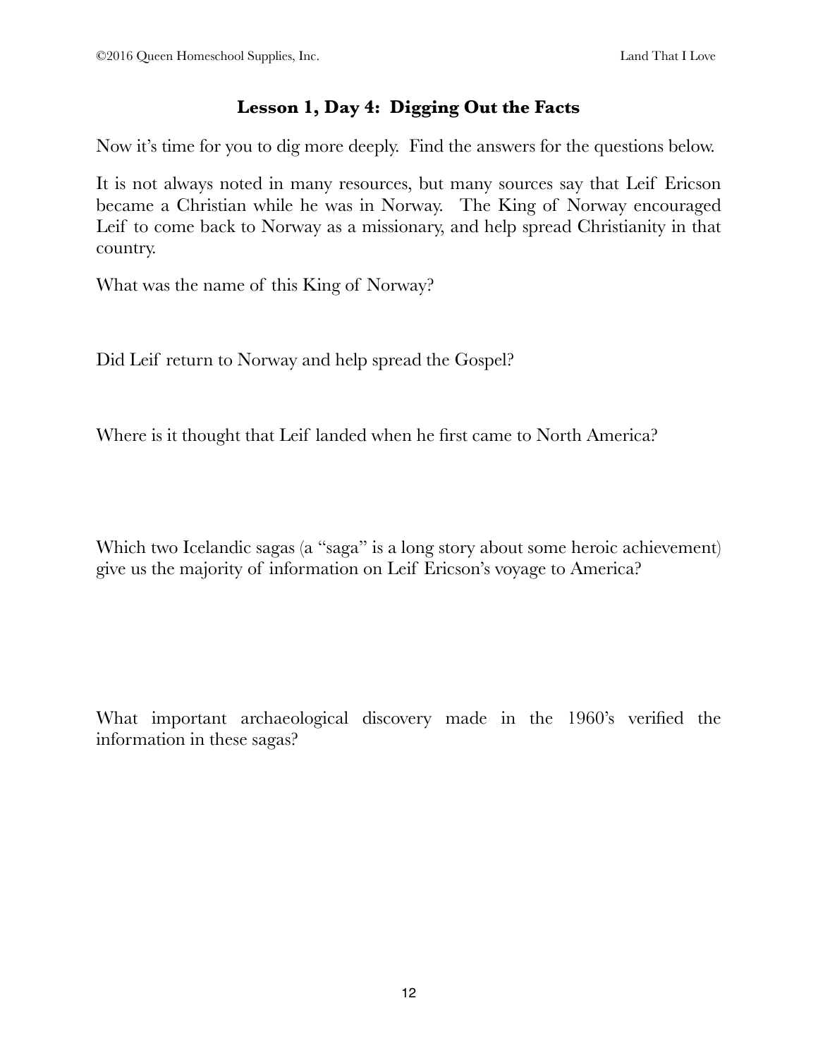## Lesson 1, Day 4: Digging Out the Facts

Now it's time for you to dig more deeply. Find the answers for the questions below.

It is not always noted in many resources, but many sources say that Leif Ericson became a Christian while he was in Norway. The King of Norway encouraged Leif to come back to Norway as a missionary, and help spread Christianity in that country.

What was the name of this King of Norway?

Did Leif return to Norway and help spread the Gospel?

Where is it thought that Leif landed when he first came to North America?

Which two Icelandic sagas (a "saga" is a long story about some heroic achievement) give us the majority of information on Leif Ericson's voyage to America?

What important archaeological discovery made in the 1960's verified the information in these sagas?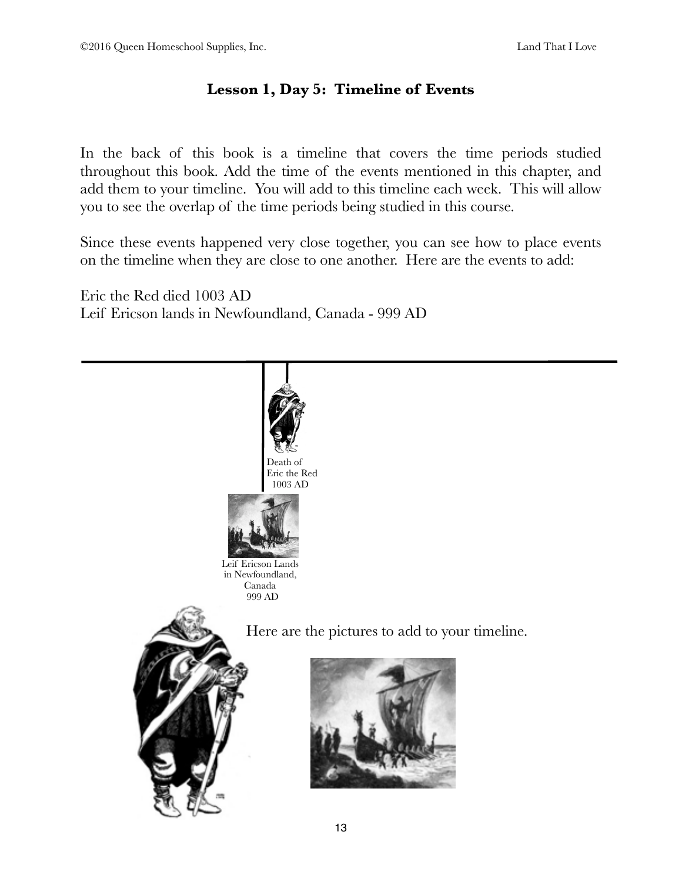**Lesson 1, Day 5: Timeline of Events**

In the back of this book is a timeline that covers the time periods studied throughout this book. Add the time of the events mentioned in this chapter, and add them to your timeline. You will add to this timeline each week. This will allow you to see the overlap of the time periods being studied in this course.

Since these events happened very close together, you can see how to place events on the timeline when they are close to one another. Here are the events to add:

Eric the Red died 1003 AD
Leif Ericson lands in Newfoundland, Canada - 999 AD

Death of Eric the Red 1003 AD

Leif Ericson Lands in Newfoundland, Canada 999 AD

Here are the pictures to add to your timeline.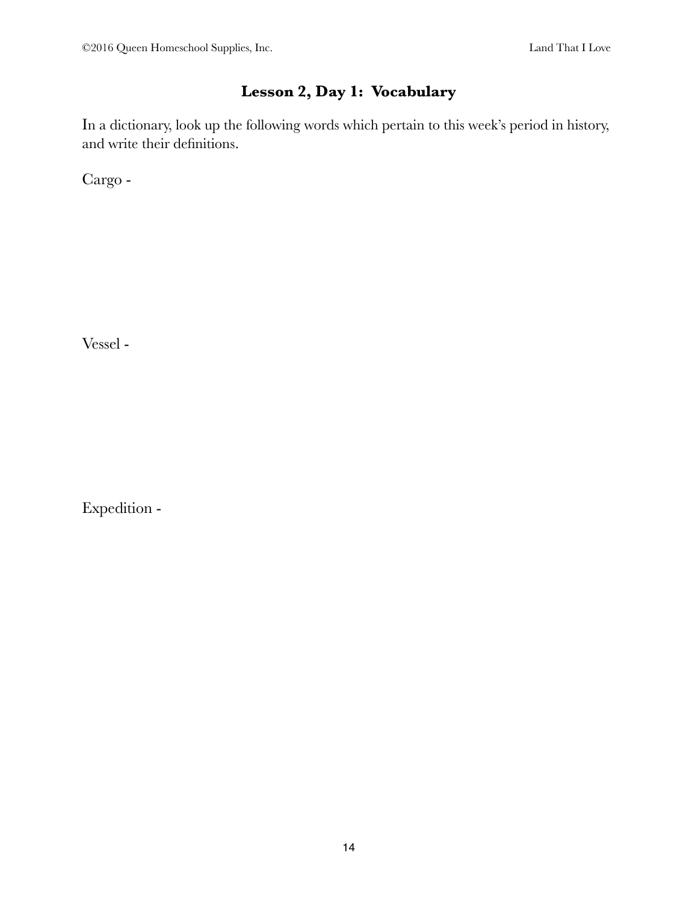## Lesson 2, Day 1: Vocabulary

In a dictionary, look up the following words which pertain to this week's period in history, and write their definitions.

Cargo -

Vessel -

Expedition -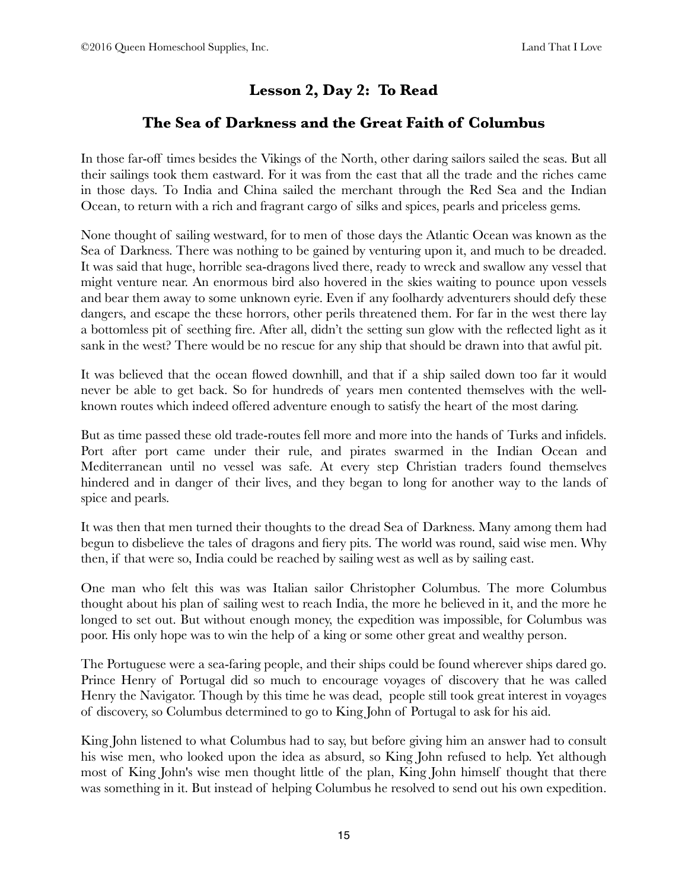## Lesson 2, Day 2: To Read

## The Sea of Darkness and the Great Faith of Columbus

In those far-off times besides the Vikings of the North, other daring sailors sailed the seas. But all their sailings took them eastward. For it was from the east that all the trade and the riches came in those days. To India and China sailed the merchant through the Red Sea and the Indian Ocean, to return with a rich and fragrant cargo of silks and spices, pearls and priceless gems.

None thought of sailing westward, for to men of those days the Atlantic Ocean was known as the Sea of Darkness. There was nothing to be gained by venturing upon it, and much to be dreaded. It was said that huge, horrible sea-dragons lived there, ready to wreck and swallow any vessel that might venture near. An enormous bird also hovered in the skies waiting to pounce upon vessels and bear them away to some unknown eyrie. Even if any foolhardy adventurers should defy these dangers, and escape the these horrors, other perils threatened them. For far in the west there lay a bottomless pit of seething fire. After all, didn't the setting sun glow with the reflected light as it sank in the west? There would be no rescue for any ship that should be drawn into that awful pit.

It was believed that the ocean flowed downhill, and that if a ship sailed down too far it would never be able to get back. So for hundreds of years men contented themselves with the well-known routes which indeed offered adventure enough to satisfy the heart of the most daring.

But as time passed these old trade-routes fell more and more into the hands of Turks and infidels. Port after port came under their rule, and pirates swarmed in the Indian Ocean and Mediterranean until no vessel was safe. At every step Christian traders found themselves hindered and in danger of their lives, and they began to long for another way to the lands of spice and pearls.

It was then that men turned their thoughts to the dread Sea of Darkness. Many among them had begun to disbelieve the tales of dragons and fiery pits. The world was round, said wise men. Why then, if that were so, India could be reached by sailing west as well as by sailing east.

One man who felt this was was Italian sailor Christopher Columbus. The more Columbus thought about his plan of sailing west to reach India, the more he believed in it, and the more he longed to set out. But without enough money, the expedition was impossible, for Columbus was poor. His only hope was to win the help of a king or some other great and wealthy person.

The Portuguese were a sea-faring people, and their ships could be found wherever ships dared go. Prince Henry of Portugal did so much to encourage voyages of discovery that he was called Henry the Navigator. Though by this time he was dead, people still took great interest in voyages of discovery, so Columbus determined to go to King John of Portugal to ask for his aid.

King John listened to what Columbus had to say, but before giving him an answer had to consult his wise men, who looked upon the idea as absurd, so King John refused to help. Yet although most of King John's wise men thought little of the plan, King John himself thought that there was something in it. But instead of helping Columbus he resolved to send out his own expedition.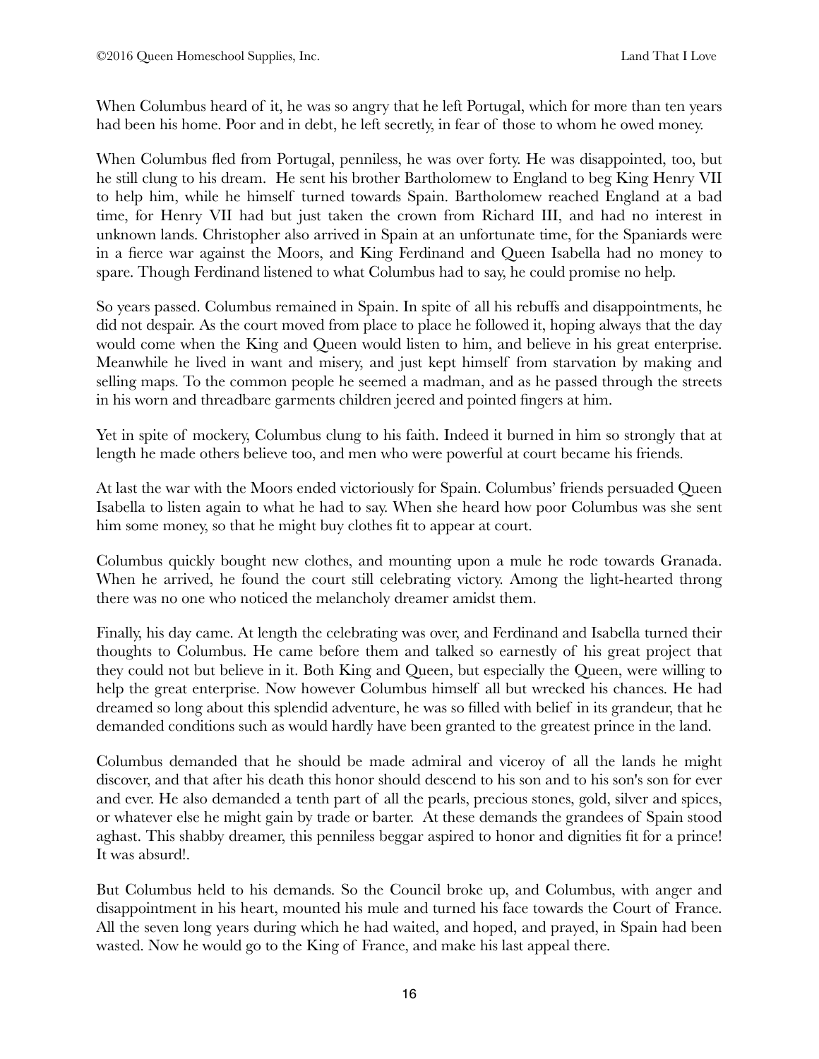When Columbus heard of it, he was so angry that he left Portugal, which for more than ten years had been his home. Poor and in debt, he left secretly, in fear of those to whom he owed money.

When Columbus fled from Portugal, penniless, he was over forty. He was disappointed, too, but he still clung to his dream. He sent his brother Bartholomew to England to beg King Henry VII to help him, while he himself turned towards Spain. Bartholomew reached England at a bad time, for Henry VII had but just taken the crown from Richard III, and had no interest in unknown lands. Christopher also arrived in Spain at an unfortunate time, for the Spaniards were in a fierce war against the Moors, and King Ferdinand and Queen Isabella had no money to spare. Though Ferdinand listened to what Columbus had to say, he could promise no help.

So years passed. Columbus remained in Spain. In spite of all his rebuffs and disappointments, he did not despair. As the court moved from place to place he followed it, hoping always that the day would come when the King and Queen would listen to him, and believe in his great enterprise. Meanwhile he lived in want and misery, and just kept himself from starvation by making and selling maps. To the common people he seemed a madman, and as he passed through the streets in his worn and threadbare garments children jeered and pointed fingers at him.

Yet in spite of mockery, Columbus clung to his faith. Indeed it burned in him so strongly that at length he made others believe too, and men who were powerful at court became his friends.

At last the war with the Moors ended victoriously for Spain. Columbus' friends persuaded Queen Isabella to listen again to what he had to say. When she heard how poor Columbus was she sent him some money, so that he might buy clothes fit to appear at court.

Columbus quickly bought new clothes, and mounting upon a mule he rode towards Granada. When he arrived, he found the court still celebrating victory. Among the light-hearted throng there was no one who noticed the melancholy dreamer amidst them.

Finally, his day came. At length the celebrating was over, and Ferdinand and Isabella turned their thoughts to Columbus. He came before them and talked so earnestly of his great project that they could not but believe in it. Both King and Queen, but especially the Queen, were willing to help the great enterprise. Now however Columbus himself all but wrecked his chances. He had dreamed so long about this splendid adventure, he was so filled with belief in its grandeur, that he demanded conditions such as would hardly have been granted to the greatest prince in the land.

Columbus demanded that he should be made admiral and viceroy of all the lands he might discover, and that after his death this honor should descend to his son and to his son's son for ever and ever. He also demanded a tenth part of all the pearls, precious stones, gold, silver and spices, or whatever else he might gain by trade or barter. At these demands the grandees of Spain stood aghast. This shabby dreamer, this penniless beggar aspired to honor and dignities fit for a prince! It was absurd!.

But Columbus held to his demands. So the Council broke up, and Columbus, with anger and disappointment in his heart, mounted his mule and turned his face towards the Court of France. All the seven long years during which he had waited, and hoped, and prayed, in Spain had been wasted. Now he would go to the King of France, and make his last appeal there.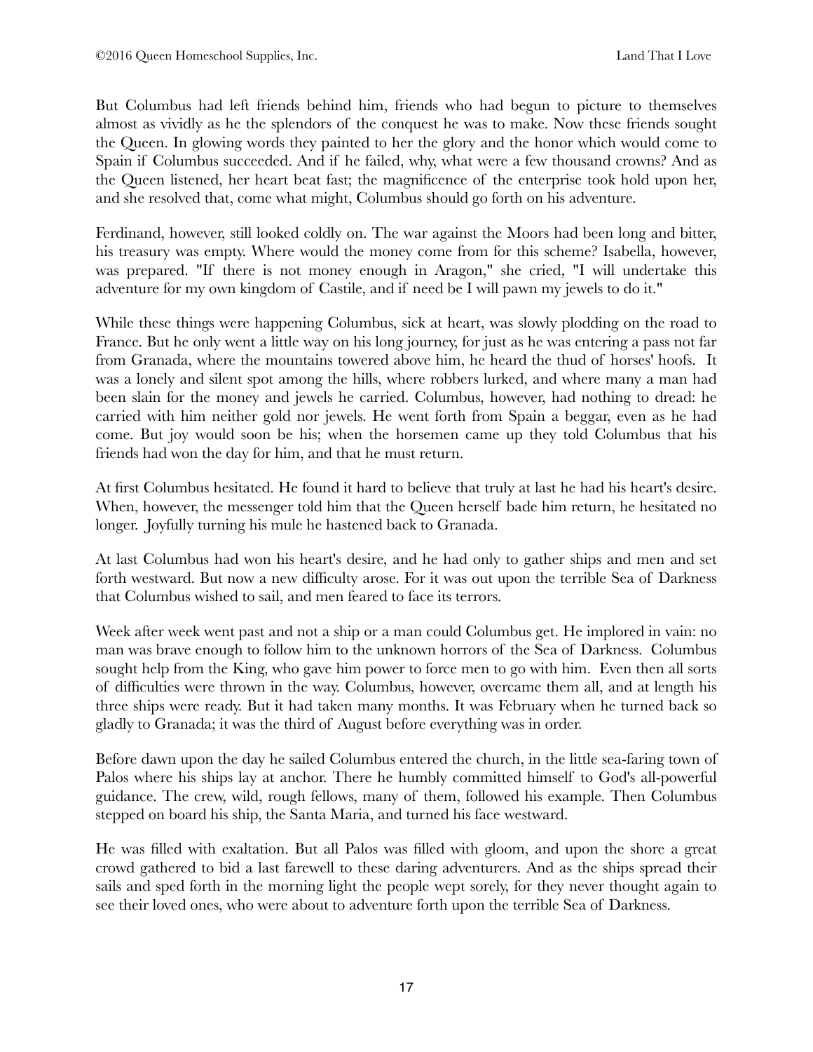But Columbus had left friends behind him, friends who had begun to picture to themselves almost as vividly as he the splendors of the conquest he was to make. Now these friends sought the Queen. In glowing words they painted to her the glory and the honor which would come to Spain if Columbus succeeded. And if he failed, why, what were a few thousand crowns? And as the Queen listened, her heart beat fast; the magnificence of the enterprise took hold upon her, and she resolved that, come what might, Columbus should go forth on his adventure.

Ferdinand, however, still looked coldly on. The war against the Moors had been long and bitter, his treasury was empty. Where would the money come from for this scheme? Isabella, however, was prepared. "If there is not money enough in Aragon," she cried, "I will undertake this adventure for my own kingdom of Castile, and if need be I will pawn my jewels to do it."

While these things were happening Columbus, sick at heart, was slowly plodding on the road to France. But he only went a little way on his long journey, for just as he was entering a pass not far from Granada, where the mountains towered above him, he heard the thud of horses' hoofs. It was a lonely and silent spot among the hills, where robbers lurked, and where many a man had been slain for the money and jewels he carried. Columbus, however, had nothing to dread: he carried with him neither gold nor jewels. He went forth from Spain a beggar, even as he had come. But joy would soon be his; when the horsemen came up they told Columbus that his friends had won the day for him, and that he must return.

At first Columbus hesitated. He found it hard to believe that truly at last he had his heart's desire. When, however, the messenger told him that the Queen herself bade him return, he hesitated no longer. Joyfully turning his mule he hastened back to Granada.

At last Columbus had won his heart's desire, and he had only to gather ships and men and set forth westward. But now a new difficulty arose. For it was out upon the terrible Sea of Darkness that Columbus wished to sail, and men feared to face its terrors.

Week after week went past and not a ship or a man could Columbus get. He implored in vain: no man was brave enough to follow him to the unknown horrors of the Sea of Darkness. Columbus sought help from the King, who gave him power to force men to go with him. Even then all sorts of difficulties were thrown in the way. Columbus, however, overcame them all, and at length his three ships were ready. But it had taken many months. It was February when he turned back so gladly to Granada; it was the third of August before everything was in order.

Before dawn upon the day he sailed Columbus entered the church, in the little sea-faring town of Palos where his ships lay at anchor. There he humbly committed himself to God's all-powerful guidance. The crew, wild, rough fellows, many of them, followed his example. Then Columbus stepped on board his ship, the Santa Maria, and turned his face westward.

He was filled with exaltation. But all Palos was filled with gloom, and upon the shore a great crowd gathered to bid a last farewell to these daring adventurers. And as the ships spread their sails and sped forth in the morning light the people wept sorely, for they never thought again to see their loved ones, who were about to adventure forth upon the terrible Sea of Darkness.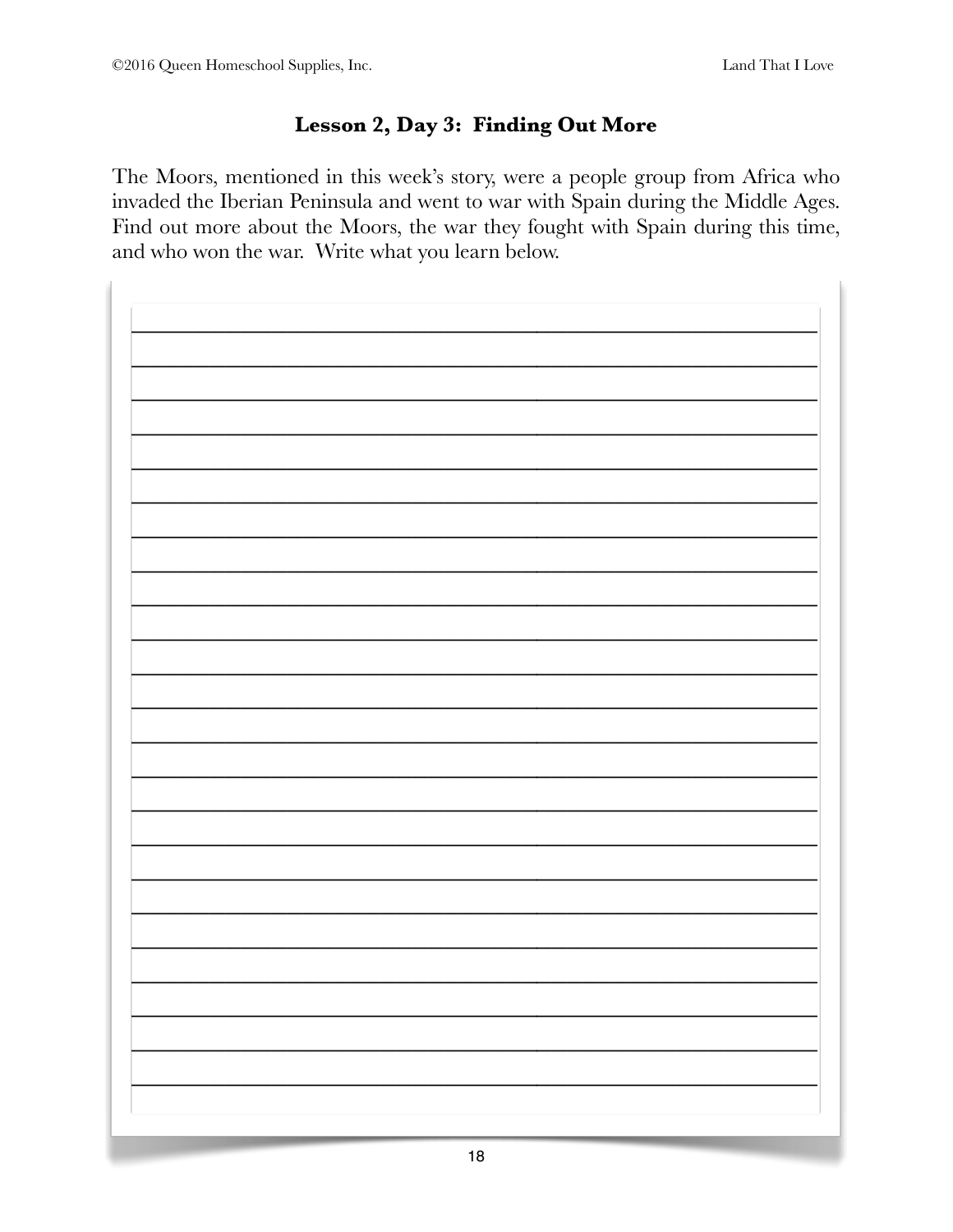## Lesson 2, Day 3: Finding Out More

The Moors, mentioned in this week's story, were a people group from Africa who invaded the Iberian Peninsula and went to war with Spain during the Middle Ages. Find out more about the Moors, the war they fought with Spain during this time, and who won the war. Write what you learn below.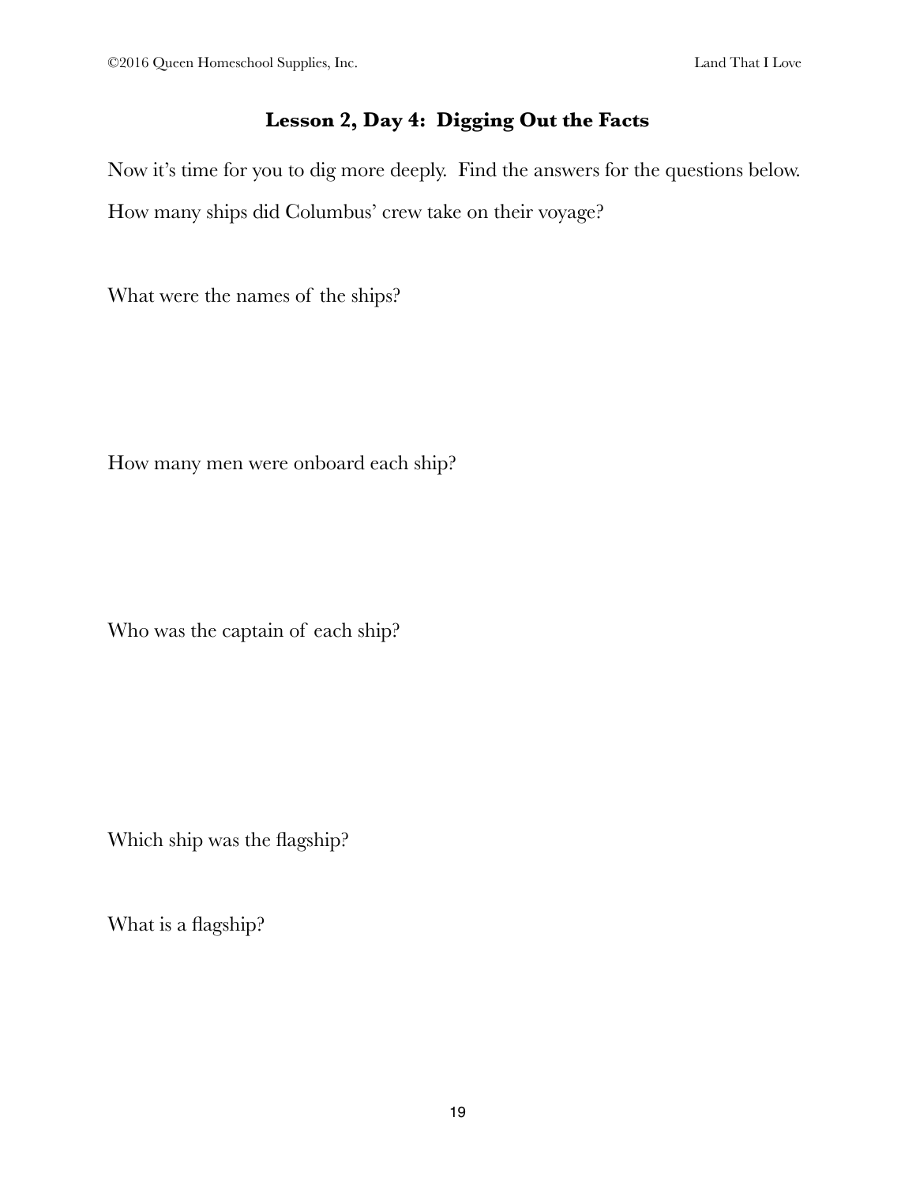## Lesson 2, Day 4: Digging Out the Facts

Now it's time for you to dig more deeply. Find the answers for the questions below.

How many ships did Columbus' crew take on their voyage?

What were the names of the ships?

How many men were onboard each ship?

Who was the captain of each ship?

Which ship was the flagship?

What is a flagship?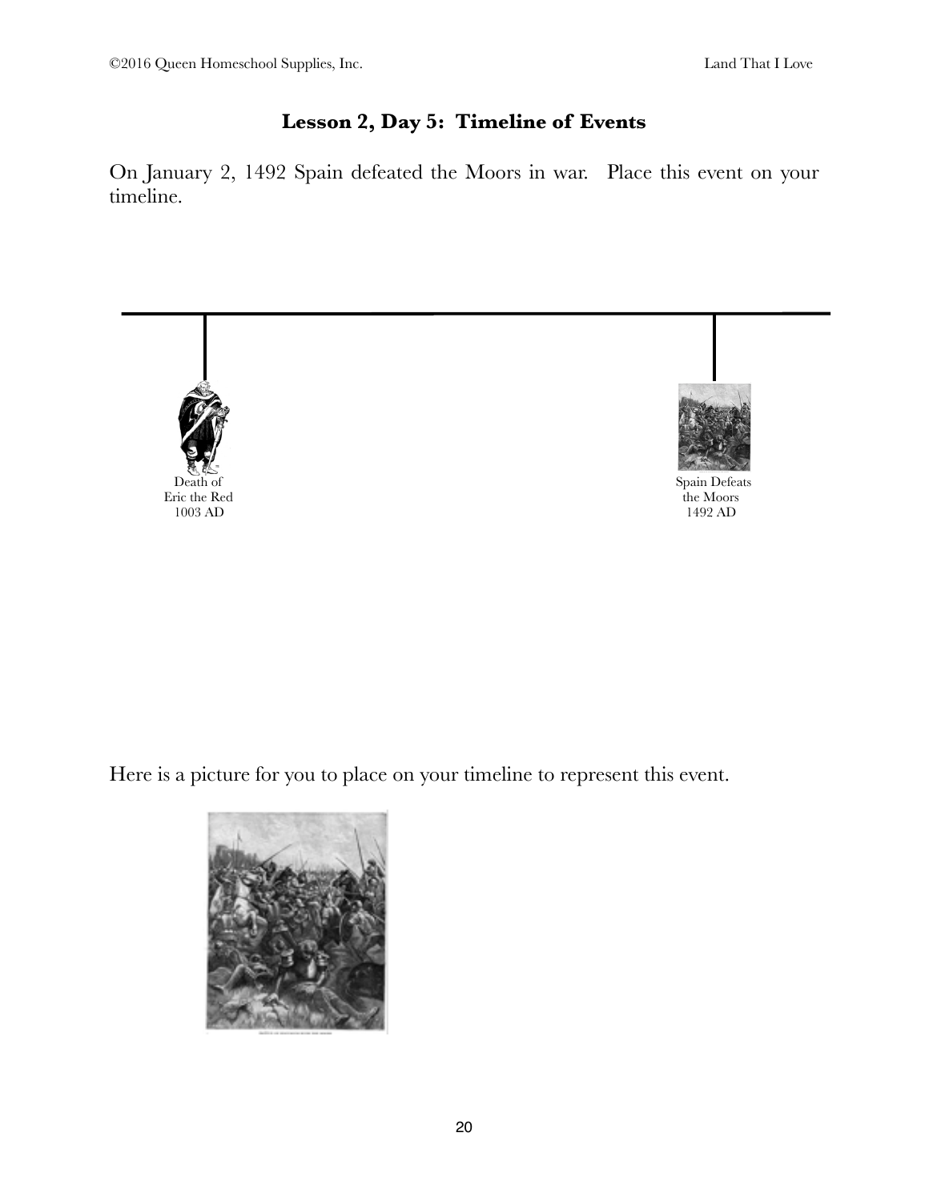## Lesson 2, Day 5: Timeline of Events

On January 2, 1492 Spain defeated the Moors in war. Place this event on your timeline.

Death of
Eric the Red
1003 AD

Spain Defeats
the Moors
1492 AD

Here is a picture for you to place on your timeline to represent this event.